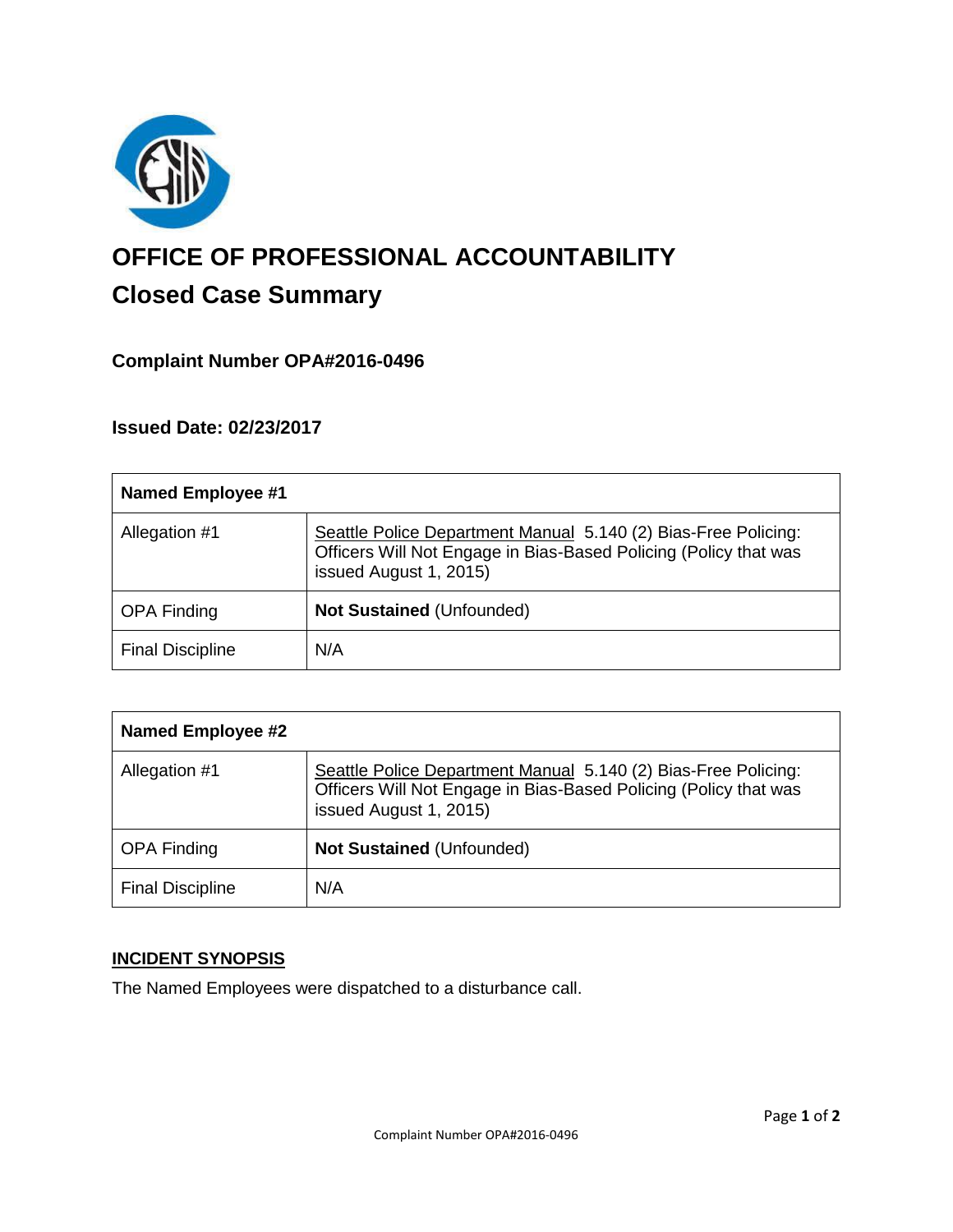# OFFICE OF PROFESSIONAL ACCOUNTABILITY

## Closed Case Summary

### Complaint Number OPA#2016-0496

### Issued Date: 02/23/2017

| **Named Employee #1** | |
|---|---|
| Allegation #1 | Seattle Police Department Manual 5.140 (2) Bias-Free Policing: Officers Will Not Engage in Bias-Based Policing (Policy that was issued August 1, 2015) |
| OPA Finding | **Not Sustained** (Unfounded) |
| Final Discipline | N/A |

| **Named Employee #2** | |
|---|---|
| Allegation #1 | Seattle Police Department Manual 5.140 (2) Bias-Free Policing: Officers Will Not Engage in Bias-Based Policing (Policy that was issued August 1, 2015) |
| OPA Finding | **Not Sustained** (Unfounded) |
| Final Discipline | N/A |

**INCIDENT SYNOPSIS**

The Named Employees were dispatched to a disturbance call.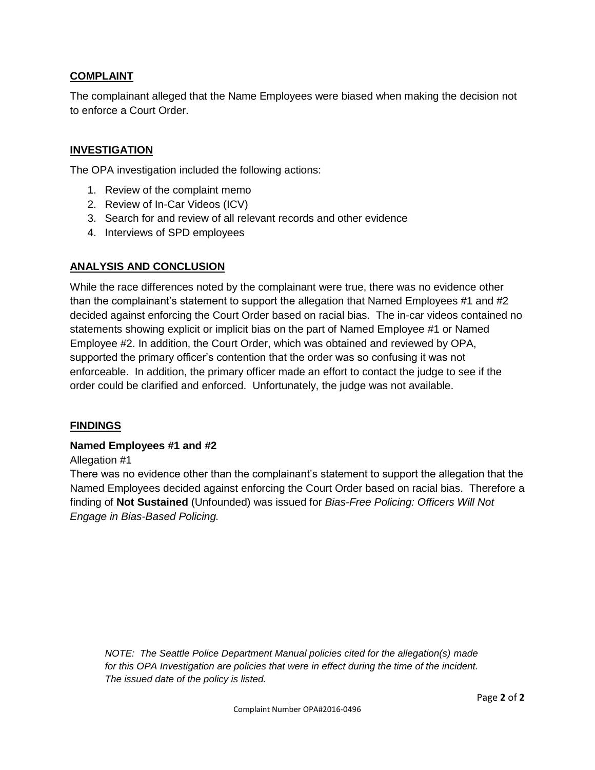## COMPLAINT

The complainant alleged that the Name Employees were biased when making the decision not to enforce a Court Order.

## INVESTIGATION

The OPA investigation included the following actions:

1. Review of the complaint memo
2. Review of In-Car Videos (ICV)
3. Search for and review of all relevant records and other evidence
4. Interviews of SPD employees

## ANALYSIS AND CONCLUSION

While the race differences noted by the complainant were true, there was no evidence other than the complainant's statement to support the allegation that Named Employees #1 and #2 decided against enforcing the Court Order based on racial bias. The in-car videos contained no statements showing explicit or implicit bias on the part of Named Employee #1 or Named Employee #2. In addition, the Court Order, which was obtained and reviewed by OPA, supported the primary officer's contention that the order was so confusing it was not enforceable. In addition, the primary officer made an effort to contact the judge to see if the order could be clarified and enforced. Unfortunately, the judge was not available.

## FINDINGS

**Named Employees #1 and #2**

Allegation #1

There was no evidence other than the complainant's statement to support the allegation that the Named Employees decided against enforcing the Court Order based on racial bias. Therefore a finding of **Not Sustained** (Unfounded) was issued for *Bias-Free Policing: Officers Will Not Engage in Bias-Based Policing.*

*NOTE: The Seattle Police Department Manual policies cited for the allegation(s) made for this OPA Investigation are policies that were in effect during the time of the incident. The issued date of the policy is listed.*

Complaint Number OPA#2016-0496